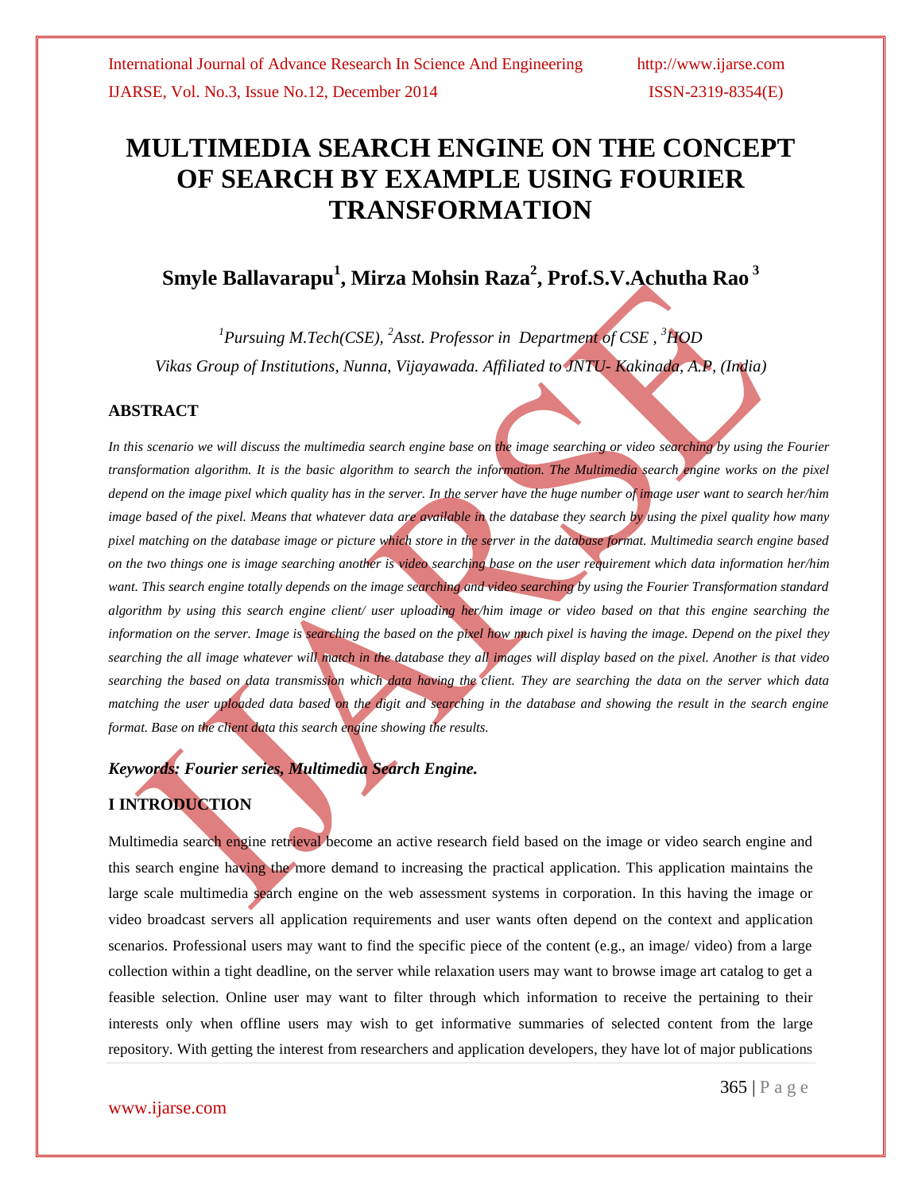# MULTIMEDIA SEARCH ENGINE ON THE CONCEPT OF SEARCH BY EXAMPLE USING FOURIER TRANSFORMATION

**Smyle Ballavarapu[1], Mirza Mohsin Raza[2], Prof.S.V.Achutha Rao [3]**

*[1]Pursuing M.Tech(CSE), [2]Asst. Professor in Department of CSE , [3]HOD*
*Vikas Group of Institutions, Nunna, Vijayawada. Affiliated to JNTU- Kakinada, A.P, (India)*

## ABSTRACT

*In this scenario we will discuss the multimedia search engine base on the image searching or video searching by using the Fourier transformation algorithm. It is the basic algorithm to search the information. The Multimedia search engine works on the pixel depend on the image pixel which quality has in the server. In the server have the huge number of image user want to search her/him image based of the pixel. Means that whatever data are available in the database they search by using the pixel quality how many pixel matching on the database image or picture which store in the server in the database format. Multimedia search engine based on the two things one is image searching another is video searching base on the user requirement which data information her/him want. This search engine totally depends on the image searching and video searching by using the Fourier Transformation standard algorithm by using this search engine client/ user uploading her/him image or video based on that this engine searching the information on the server. Image is searching the based on the pixel how much pixel is having the image. Depend on the pixel they searching the all image whatever will match in the database they all images will display based on the pixel. Another is that video searching the based on data transmission which data having the client. They are searching the data on the server which data matching the user uploaded data based on the digit and searching in the database and showing the result in the search engine format. Base on the client data this search engine showing the results.*

***Keywords: Fourier series, Multimedia Search Engine.***

## I INTRODUCTION

Multimedia search engine retrieval become an active research field based on the image or video search engine and this search engine having the more demand to increasing the practical application. This application maintains the large scale multimedia search engine on the web assessment systems in corporation. In this having the image or video broadcast servers all application requirements and user wants often depend on the context and application scenarios. Professional users may want to find the specific piece of the content (e.g., an image/ video) from a large collection within a tight deadline, on the server while relaxation users may want to browse image art catalog to get a feasible selection. Online user may want to filter through which information to receive the pertaining to their interests only when offline users may wish to get informative summaries of selected content from the large repository. With getting the interest from researchers and application developers, they have lot of major publications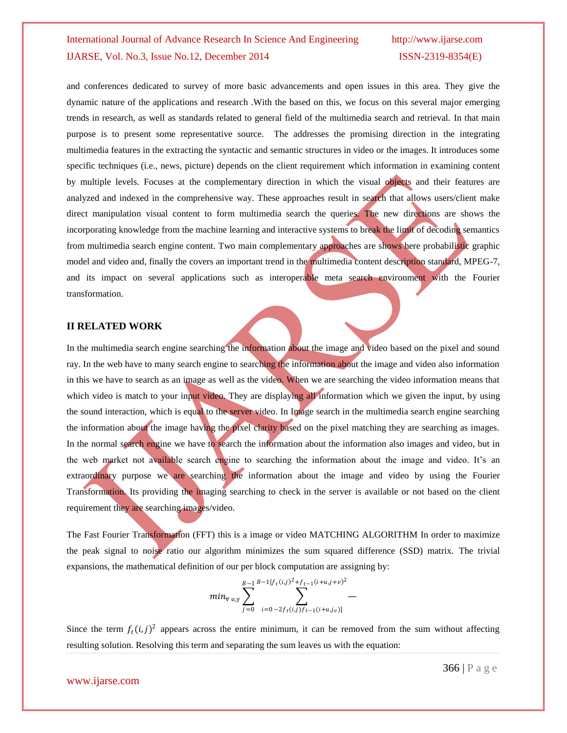and conferences dedicated to survey of more basic advancements and open issues in this area. They give the dynamic nature of the applications and research .With the based on this, we focus on this several major emerging trends in research, as well as standards related to general field of the multimedia search and retrieval. In that main purpose is to present some representative source. The addresses the promising direction in the integrating multimedia features in the extracting the syntactic and semantic structures in video or the images. It introduces some specific techniques (i.e., news, picture) depends on the client requirement which information in examining content by multiple levels. Focuses at the complementary direction in which the visual objects and their features are analyzed and indexed in the comprehensive way. These approaches result in search that allows users/client make direct manipulation visual content to form multimedia search the queries. The new directions are shows the incorporating knowledge from the machine learning and interactive systems to break the limit of decoding semantics from multimedia search engine content. Two main complementary approaches are shows here probabilistic graphic model and video and, finally the covers an important trend in the multimedia content description standard, MPEG-7, and its impact on several applications such as interoperable meta search environment with the Fourier transformation.

## II RELATED WORK

In the multimedia search engine searching the information about the image and video based on the pixel and sound ray. In the web have to many search engine to searching the information about the image and video also information in this we have to search as an image as well as the video. When we are searching the video information means that which video is match to your input video. They are displaying all information which we given the input, by using the sound interaction, which is equal to the server video. In Image search in the multimedia search engine searching the information about the image having the pixel clarity based on the pixel matching they are searching as images. In the normal search engine we have to search the information about the information also images and video, but in the web market not available search engine to searching the information about the image and video. It's an extraordinary purpose we are searching the information about the image and video by using the Fourier Transformation. Its providing the imaging searching to check in the server is available or not based on the client requirement they are searching images/video.

The Fast Fourier Transformation (FFT) this is a image or video MATCHING ALGORITHM In order to maximize the peak signal to noise ratio our algorithm minimizes the sum squared difference (SSD) matrix. The trivial expansions, the mathematical definition of our per block computation are assigning by:

$$min_{\forall\ u,y} \sum_{j=0}^{B-1} \sum_{i=0\ -2f_t(i,j)f_{t-1}(i+u,j_v)]}^{B-1[f_t(i,j)^2+f_{t-1}(i+u,j+v)^2} -$$

Since the term $f_t(i,j)^2$ appears across the entire minimum, it can be removed from the sum without affecting resulting solution. Resolving this term and separating the sum leaves us with the equation: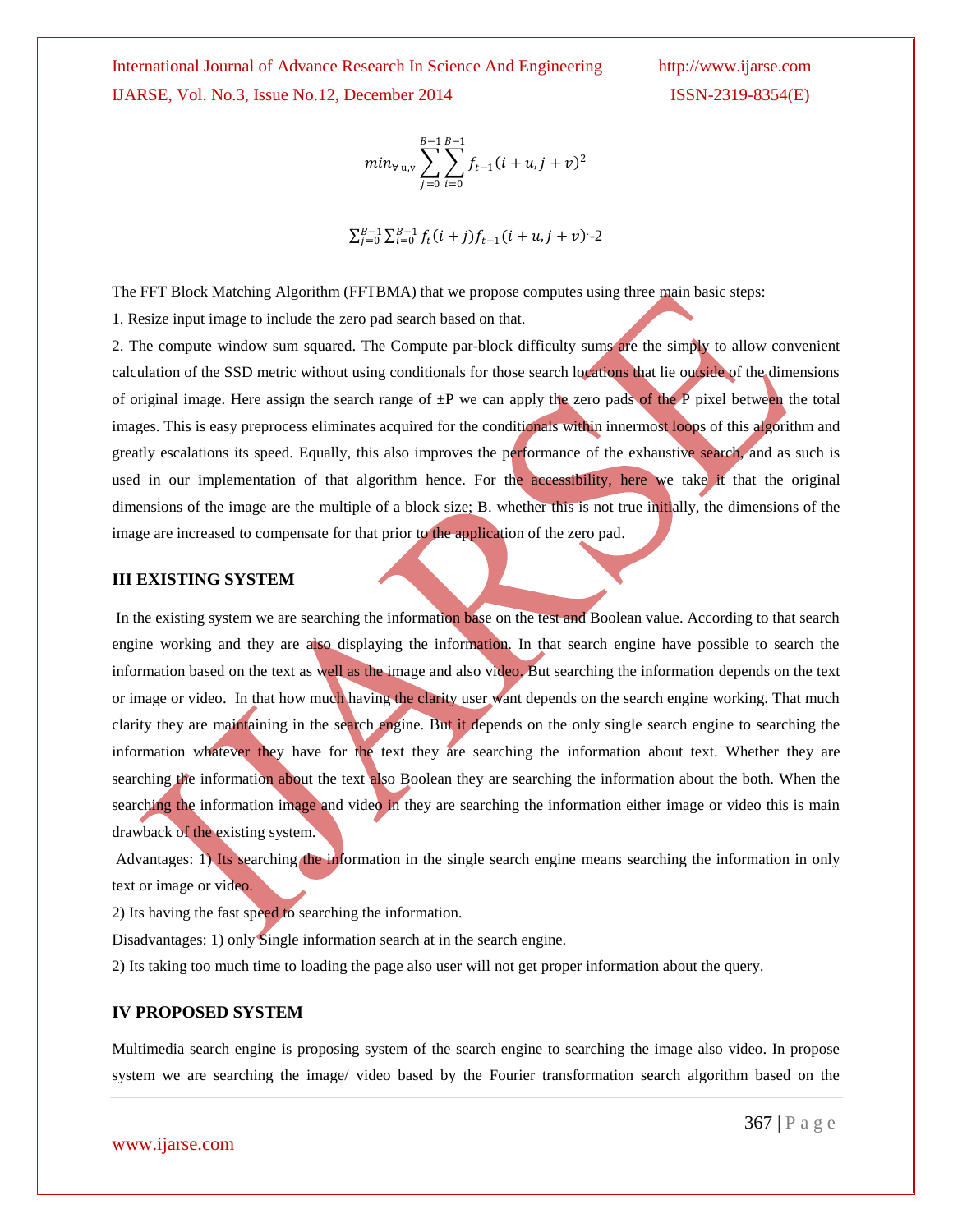$$min_{\forall\, u,v} \sum_{j=0}^{B-1} \sum_{i=0}^{B-1} f_{t-1}(i+u, j+v)^2$$

$$\sum_{j=0}^{B-1} \sum_{i=0}^{B-1} f_t(i+j) f_{t-1}(i+u, j+v)\text{·-2}$$

The FFT Block Matching Algorithm (FFTBMA) that we propose computes using three main basic steps:

1. Resize input image to include the zero pad search based on that.

2. The compute window sum squared. The Compute par-block difficulty sums are the simply to allow convenient calculation of the SSD metric without using conditionals for those search locations that lie outside of the dimensions of original image. Here assign the search range of ±P we can apply the zero pads of the P pixel between the total images. This is easy preprocess eliminates acquired for the conditionals within innermost loops of this algorithm and greatly escalations its speed. Equally, this also improves the performance of the exhaustive search, and as such is used in our implementation of that algorithm hence. For the accessibility, here we take it that the original dimensions of the image are the multiple of a block size; B. whether this is not true initially, the dimensions of the image are increased to compensate for that prior to the application of the zero pad.

## III EXISTING SYSTEM

In the existing system we are searching the information base on the test and Boolean value. According to that search engine working and they are also displaying the information. In that search engine have possible to search the information based on the text as well as the image and also video. But searching the information depends on the text or image or video. In that how much having the clarity user want depends on the search engine working. That much clarity they are maintaining in the search engine. But it depends on the only single search engine to searching the information whatever they have for the text they are searching the information about text. Whether they are searching the information about the text also Boolean they are searching the information about the both. When the searching the information image and video in they are searching the information either image or video this is main drawback of the existing system.

Advantages: 1) Its searching the information in the single search engine means searching the information in only text or image or video.

2) Its having the fast speed to searching the information.

Disadvantages: 1) only Single information search at in the search engine.

2) Its taking too much time to loading the page also user will not get proper information about the query.

## IV PROPOSED SYSTEM

Multimedia search engine is proposing system of the search engine to searching the image also video. In propose system we are searching the image/ video based by the Fourier transformation search algorithm based on the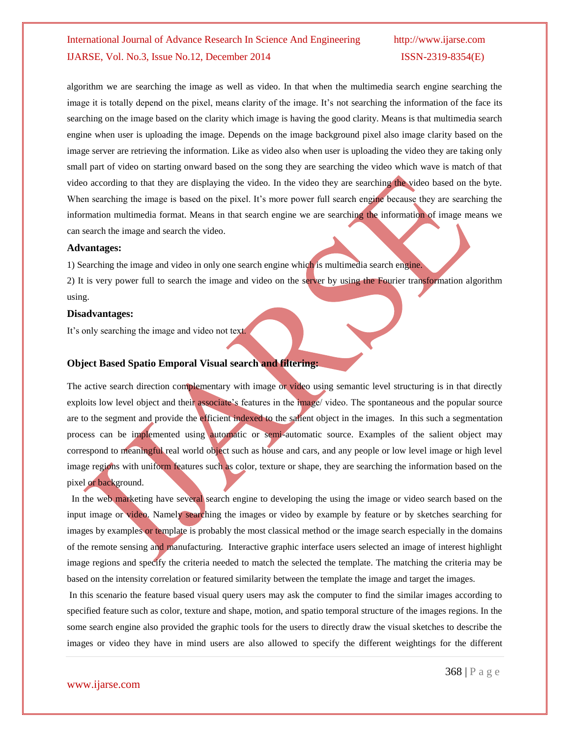algorithm we are searching the image as well as video. In that when the multimedia search engine searching the image it is totally depend on the pixel, means clarity of the image. It's not searching the information of the face its searching on the image based on the clarity which image is having the good clarity. Means is that multimedia search engine when user is uploading the image. Depends on the image background pixel also image clarity based on the image server are retrieving the information. Like as video also when user is uploading the video they are taking only small part of video on starting onward based on the song they are searching the video which wave is match of that video according to that they are displaying the video. In the video they are searching the video based on the byte. When searching the image is based on the pixel. It's more power full search engine because they are searching the information multimedia format. Means in that search engine we are searching the information of image means we can search the image and search the video.

### Advantages:

1) Searching the image and video in only one search engine which is multimedia search engine.

2) It is very power full to search the image and video on the server by using the Fourier transformation algorithm using.

### Disadvantages:

It's only searching the image and video not text.

### Object Based Spatio Emporal Visual search and filtering:

The active search direction complementary with image or video using semantic level structuring is in that directly exploits low level object and their associate's features in the image/ video. The spontaneous and the popular source are to the segment and provide the efficient indexed to the salient object in the images. In this such a segmentation process can be implemented using automatic or semi-automatic source. Examples of the salient object may correspond to meaningful real world object such as house and cars, and any people or low level image or high level image regions with uniform features such as color, texture or shape, they are searching the information based on the pixel or background.

In the web marketing have several search engine to developing the using the image or video search based on the input image or video. Namely searching the images or video by example by feature or by sketches searching for images by examples or template is probably the most classical method or the image search especially in the domains of the remote sensing and manufacturing. Interactive graphic interface users selected an image of interest highlight image regions and specify the criteria needed to match the selected the template. The matching the criteria may be based on the intensity correlation or featured similarity between the template the image and target the images.

In this scenario the feature based visual query users may ask the computer to find the similar images according to specified feature such as color, texture and shape, motion, and spatio temporal structure of the images regions. In the some search engine also provided the graphic tools for the users to directly draw the visual sketches to describe the images or video they have in mind users are also allowed to specify the different weightings for the different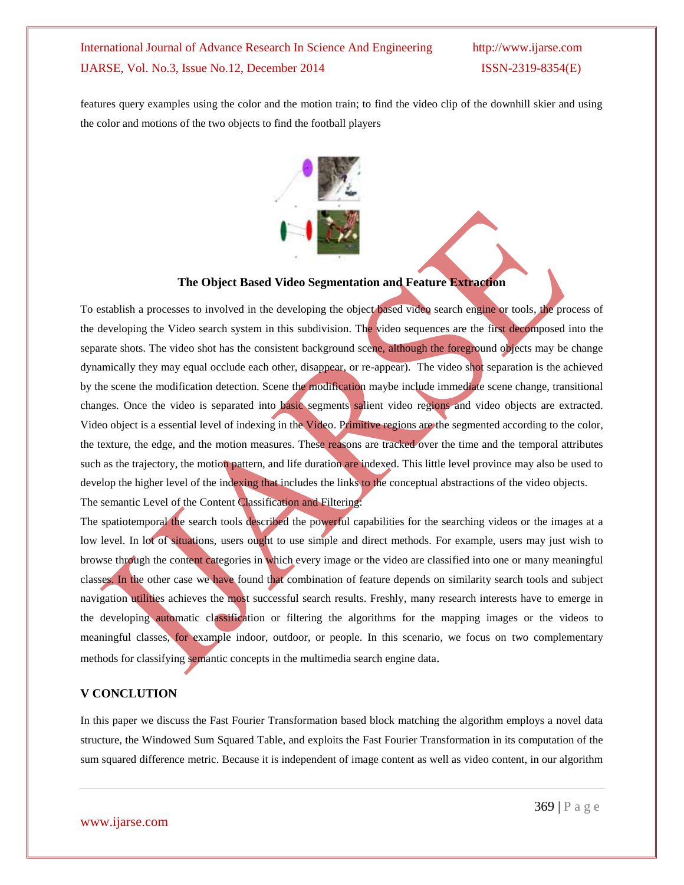features query examples using the color and the motion train; to find the video clip of the downhill skier and using the color and motions of the two objects to find the football players

**The Object Based Video Segmentation and Feature Extraction**

To establish a processes to involved in the developing the object based video search engine or tools, the process of the developing the Video search system in this subdivision. The video sequences are the first decomposed into the separate shots. The video shot has the consistent background scene, although the foreground objects may be change dynamically they may equal occlude each other, disappear, or re-appear). The video shot separation is the achieved by the scene the modification detection. Scene the modification maybe include immediate scene change, transitional changes. Once the video is separated into basic segments salient video regions and video objects are extracted. Video object is a essential level of indexing in the Video. Primitive regions are the segmented according to the color, the texture, the edge, and the motion measures. These reasons are tracked over the time and the temporal attributes such as the trajectory, the motion pattern, and life duration are indexed. This little level province may also be used to develop the higher level of the indexing that includes the links to the conceptual abstractions of the video objects.

The semantic Level of the Content Classification and Filtering:

The spatiotemporal the search tools described the powerful capabilities for the searching videos or the images at a low level. In lot of situations, users ought to use simple and direct methods. For example, users may just wish to browse through the content categories in which every image or the video are classified into one or many meaningful classes. In the other case we have found that combination of feature depends on similarity search tools and subject navigation utilities achieves the most successful search results. Freshly, many research interests have to emerge in the developing automatic classification or filtering the algorithms for the mapping images or the videos to meaningful classes, for example indoor, outdoor, or people. In this scenario, we focus on two complementary methods for classifying semantic concepts in the multimedia search engine data.

## V CONCLUTION

In this paper we discuss the Fast Fourier Transformation based block matching the algorithm employs a novel data structure, the Windowed Sum Squared Table, and exploits the Fast Fourier Transformation in its computation of the sum squared difference metric. Because it is independent of image content as well as video content, in our algorithm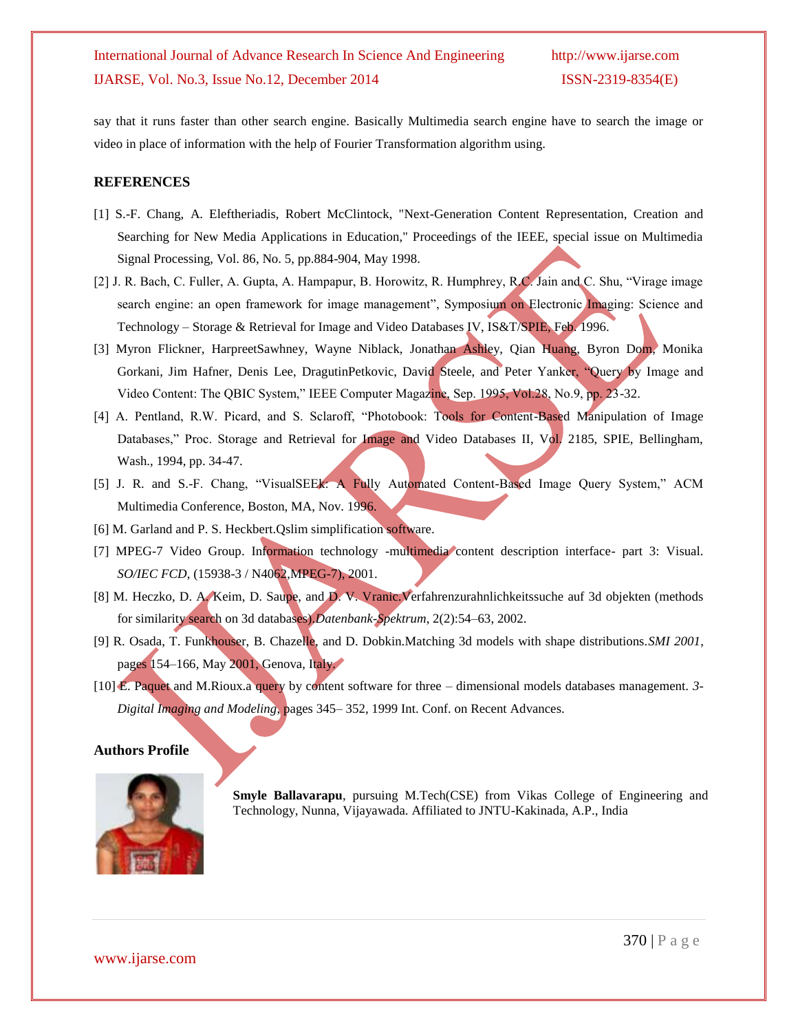say that it runs faster than other search engine. Basically Multimedia search engine have to search the image or video in place of information with the help of Fourier Transformation algorithm using.

## REFERENCES

[1] S.-F. Chang, A. Eleftheriadis, Robert McClintock, "Next-Generation Content Representation, Creation and Searching for New Media Applications in Education," Proceedings of the IEEE, special issue on Multimedia Signal Processing, Vol. 86, No. 5, pp.884-904, May 1998.

[2] J. R. Bach, C. Fuller, A. Gupta, A. Hampapur, B. Horowitz, R. Humphrey, R.C. Jain and C. Shu, "Virage image search engine: an open framework for image management", Symposium on Electronic Imaging: Science and Technology – Storage & Retrieval for Image and Video Databases IV, IS&T/SPIE, Feb. 1996.

[3] Myron Flickner, HarpreetSawhney, Wayne Niblack, Jonathan Ashley, Qian Huang, Byron Dom, Monika Gorkani, Jim Hafner, Denis Lee, DragutinPetkovic, David Steele, and Peter Yanker, "Query by Image and Video Content: The QBIC System," IEEE Computer Magazine, Sep. 1995, Vol.28, No.9, pp. 23-32.

[4] A. Pentland, R.W. Picard, and S. Sclaroff, "Photobook: Tools for Content-Based Manipulation of Image Databases," Proc. Storage and Retrieval for Image and Video Databases II, Vol. 2185, SPIE, Bellingham, Wash., 1994, pp. 34-47.

[5] J. R. and S.-F. Chang, "VisualSEEk: A Fully Automated Content-Based Image Query System," ACM Multimedia Conference, Boston, MA, Nov. 1996.

[6] M. Garland and P. S. Heckbert.Qslim simplification software.

[7] MPEG-7 Video Group. Information technology -multimedia content description interface- part 3: Visual. *SO/IEC FCD*, (15938-3 / N4062,MPEG-7), 2001.

[8] M. Heczko, D. A. Keim, D. Saupe, and D. V. Vranic.Verfahrenzurahnlichkeitssuche auf 3d objekten (methods for similarity search on 3d databases).*Datenbank-Spektrum*, 2(2):54–63, 2002.

[9] R. Osada, T. Funkhouser, B. Chazelle, and D. Dobkin.Matching 3d models with shape distributions.*SMI 2001*, pages 154–166, May 2001, Genova, Italy.

[10] E. Paquet and M.Rioux.a query by content software for three – dimensional models databases management. *3-Digital Imaging and Modeling*, pages 345– 352, 1999 Int. Conf. on Recent Advances.

## Authors Profile

**Smyle Ballavarapu**, pursuing M.Tech(CSE) from Vikas College of Engineering and Technology, Nunna, Vijayawada. Affiliated to JNTU-Kakinada, A.P., India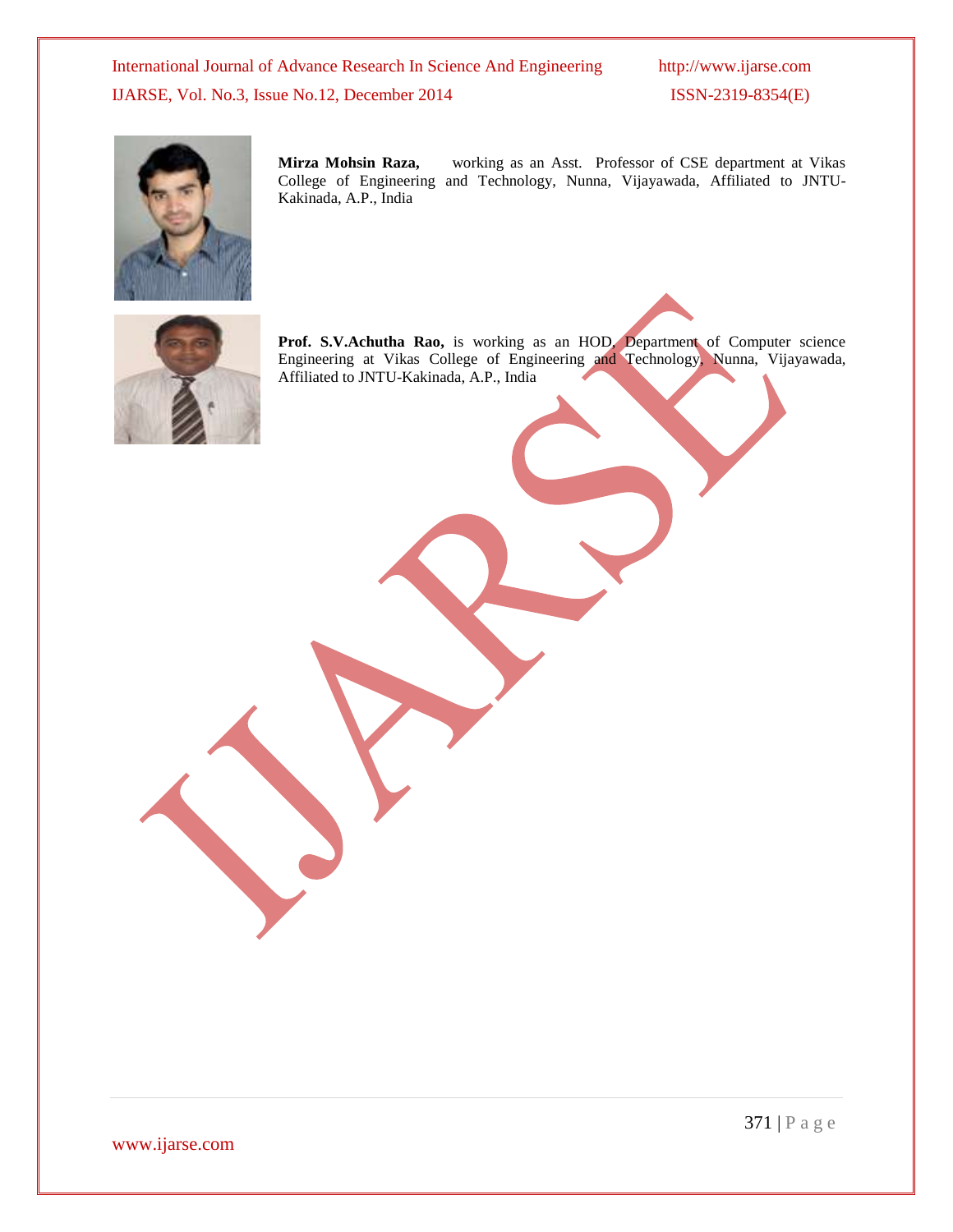**Mirza Mohsin Raza,** working as an Asst. Professor of CSE department at Vikas College of Engineering and Technology, Nunna, Vijayawada, Affiliated to JNTU-Kakinada, A.P., India

**Prof. S.V.Achutha Rao,** is working as an HOD, Department of Computer science Engineering at Vikas College of Engineering and Technology, Nunna, Vijayawada, Affiliated to JNTU-Kakinada, A.P., India